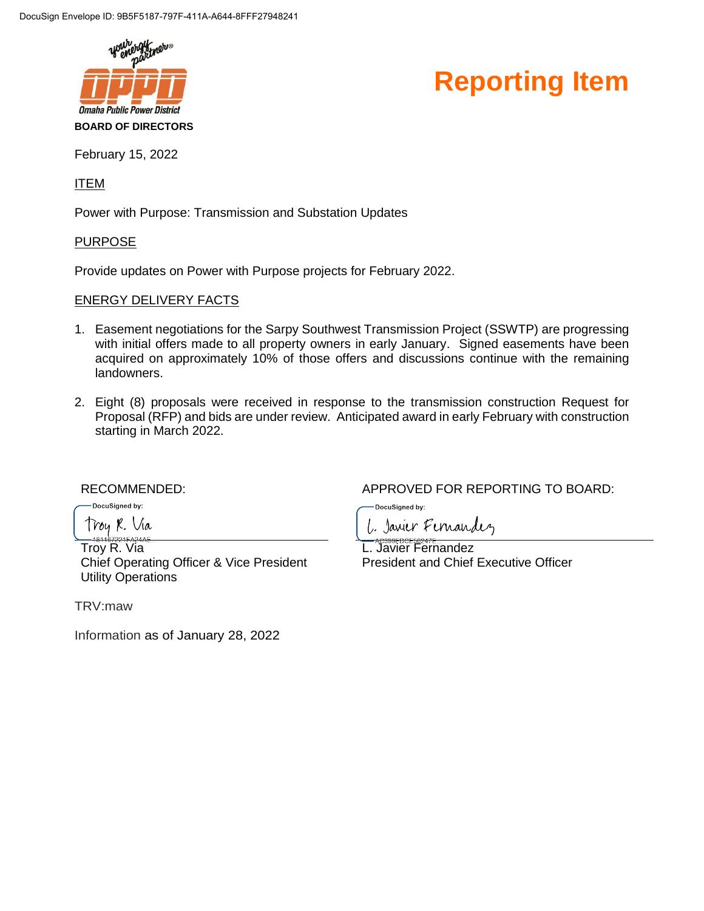# Reporting Item

Omaha Public Power District

**BOARD OF DIRECTORS**

February 15, 2022

ITEM

Power with Purpose: Transmission and Substation Updates

PURPOSE

Provide updates on Power with Purpose projects for February 2022.

ENERGY DELIVERY FACTS

1. Easement negotiations for the Sarpy Southwest Transmission Project (SSWTP) are progressing with initial offers made to all property owners in early January. Signed easements have been acquired on approximately 10% of those offers and discussions continue with the remaining landowners.

2. Eight (8) proposals were received in response to the transmission construction Request for Proposal (RFP) and bids are under review. Anticipated award in early February with construction starting in March 2022.

RECOMMENDED:

Troy R. Via
Chief Operating Officer & Vice President
Utility Operations

APPROVED FOR REPORTING TO BOARD:

L. Javier Fernandez
President and Chief Executive Officer

TRV:maw

Information as of January 28, 2022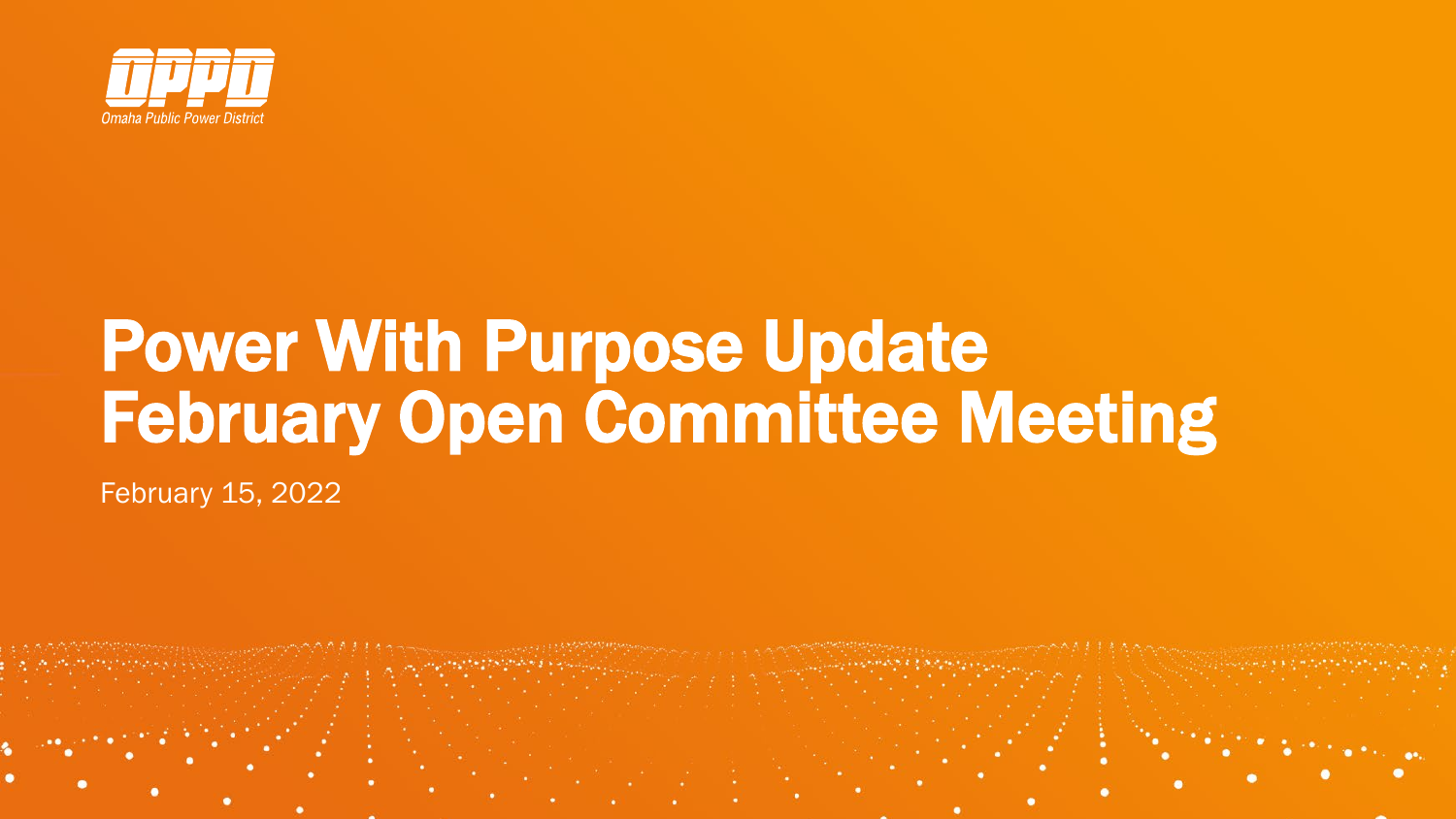OPPD

Omaha Public Power District

# Power With Purpose Update February Open Committee Meeting

February 15, 2022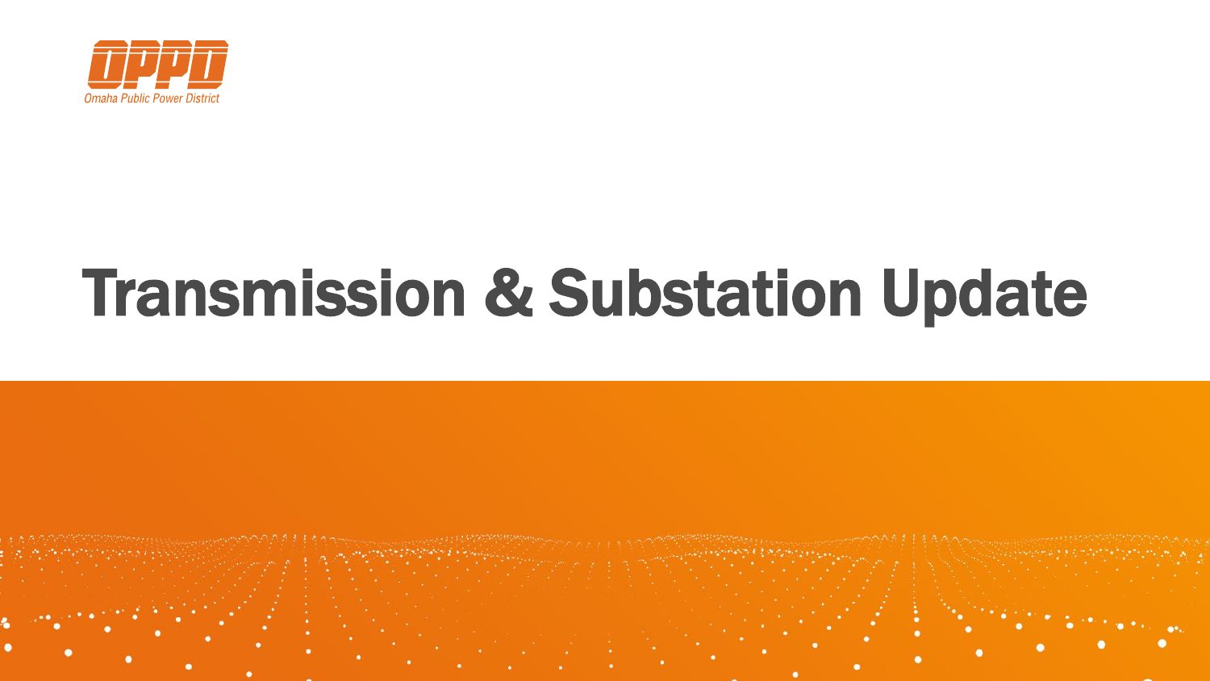# Transmission & Substation Update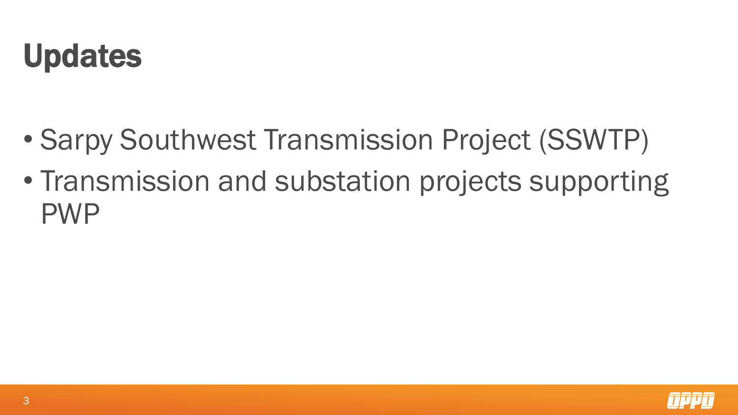# Updates

- Sarpy Southwest Transmission Project (SSWTP)
- Transmission and substation projects supporting PWP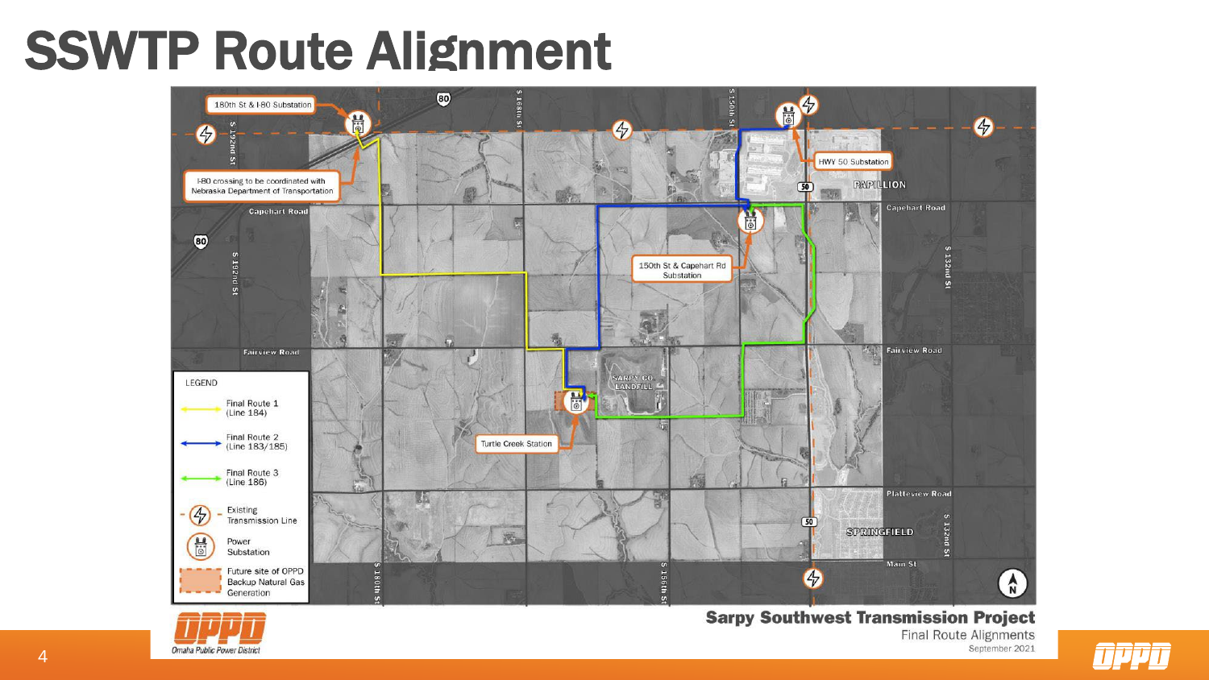# SSWTP Route Alignment

180th St & I-80 Substation

I-80 crossing to be coordinated with Nebraska Department of Transportation

HWY 50 Substation

PAPILLION

Capehart Road

150th St & Capehart Rd Substation

Fairview Road

SARPY CO. LANDFILL

Turtle Creek Station

Platteview Road

SPRINGFIELD

Main St

S 192nd St

S 180th St

S 168th St

S 156th St

S 150th St

S 132nd St

LEGEND

- Final Route 1 (Line 184)
- Final Route 2 (Line 183/185)
- Final Route 3 (Line 186)
- Existing Transmission Line
- Power Substation
- Future site of OPPD Backup Natural Gas Generation

**Sarpy Southwest Transmission Project**

Final Route Alignments

September 2021

Omaha Public Power District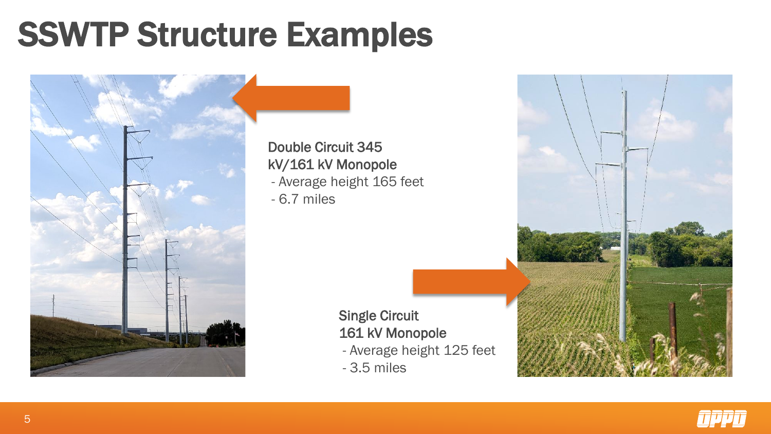# SSWTP Structure Examples

**Double Circuit 345 kV/161 kV Monopole**

- Average height 165 feet
- 6.7 miles

**Single Circuit 161 kV Monopole**

- Average height 125 feet
- 3.5 miles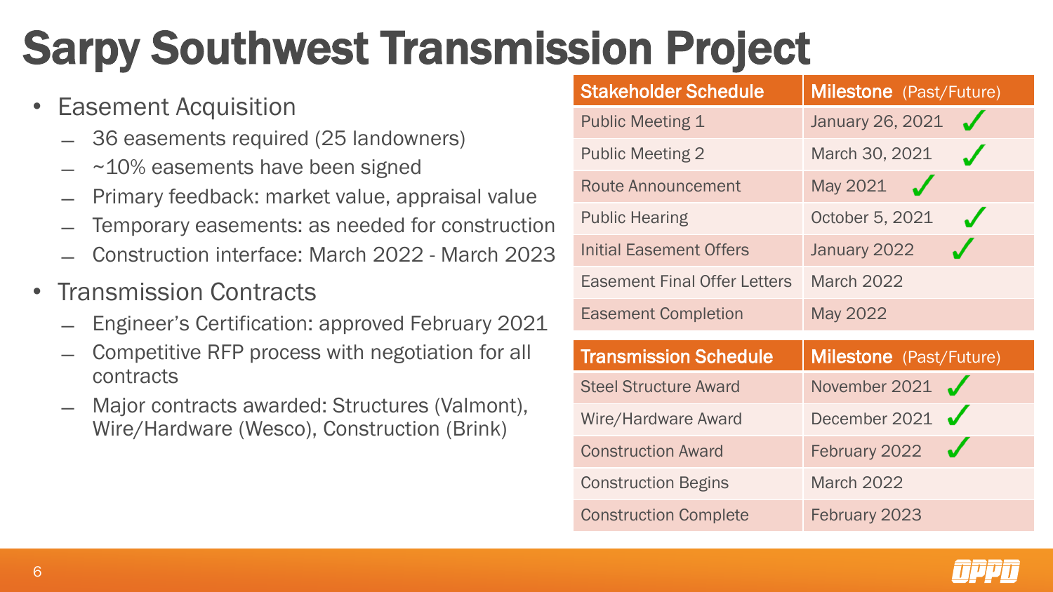# Sarpy Southwest Transmission Project

- Easement Acquisition
  - 36 easements required (25 landowners)
  - ~10% easements have been signed
  - Primary feedback: market value, appraisal value
  - Temporary easements: as needed for construction
  - Construction interface: March 2022 - March 2023
- Transmission Contracts
  - Engineer's Certification: approved February 2021
  - Competitive RFP process with negotiation for all contracts
  - Major contracts awarded: Structures (Valmont), Wire/Hardware (Wesco), Construction (Brink)

| Stakeholder Schedule | Milestone (Past/Future) |
|---|---|
| Public Meeting 1 | January 26, 2021 ✓ |
| Public Meeting 2 | March 30, 2021 ✓ |
| Route Announcement | May 2021 ✓ |
| Public Hearing | October 5, 2021 ✓ |
| Initial Easement Offers | January 2022 ✓ |
| Easement Final Offer Letters | March 2022 |
| Easement Completion | May 2022 |

| Transmission Schedule | Milestone (Past/Future) |
|---|---|
| Steel Structure Award | November 2021 ✓ |
| Wire/Hardware Award | December 2021 ✓ |
| Construction Award | February 2022 ✓ |
| Construction Begins | March 2022 |
| Construction Complete | February 2023 |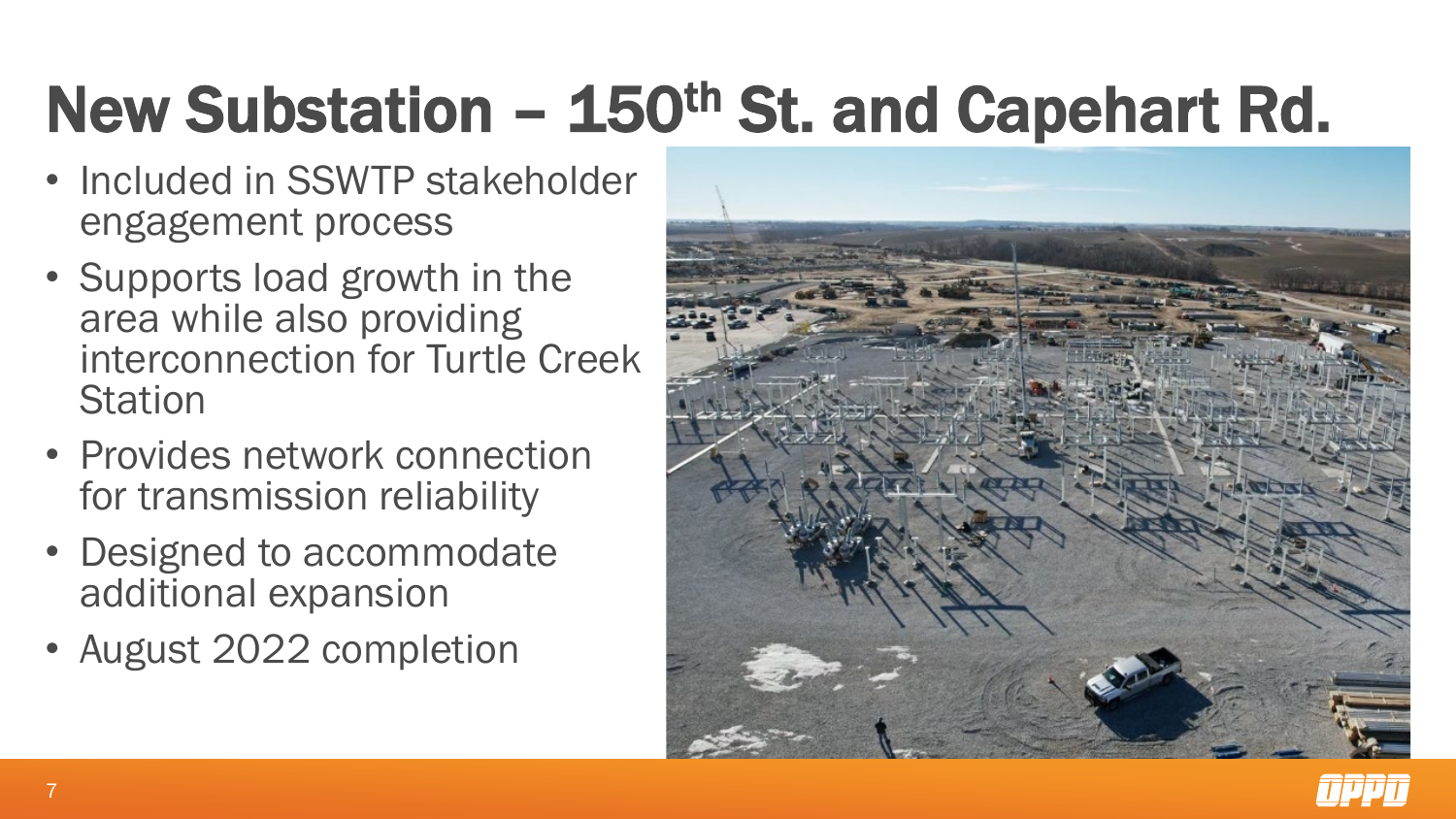# New Substation – 150th St. and Capehart Rd.

- Included in SSWTP stakeholder engagement process
- Supports load growth in the area while also providing interconnection for Turtle Creek Station
- Provides network connection for transmission reliability
- Designed to accommodate additional expansion
- August 2022 completion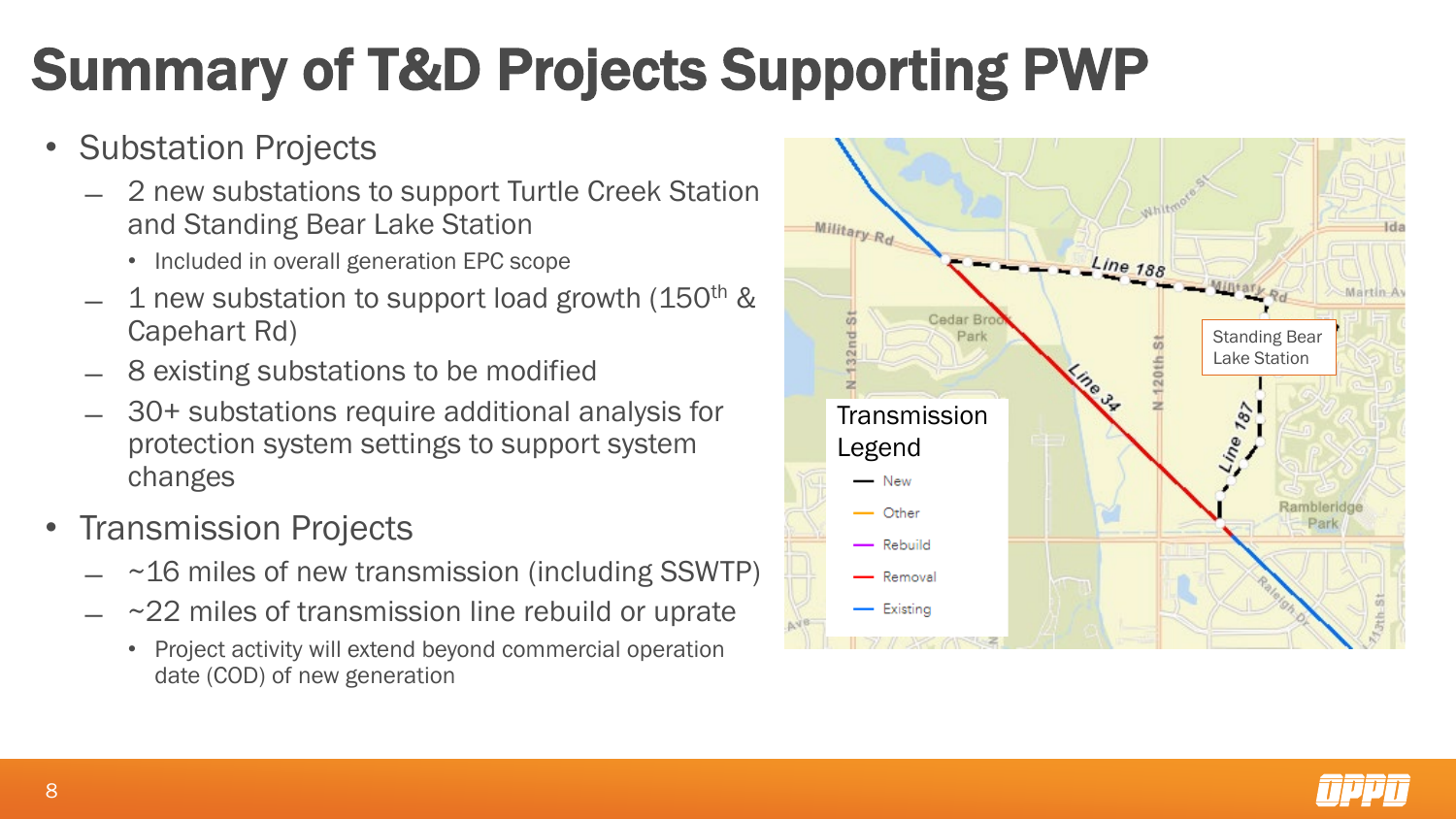# Summary of T&D Projects Supporting PWP

- Substation Projects
  - 2 new substations to support Turtle Creek Station and Standing Bear Lake Station
    - Included in overall generation EPC scope
  - 1 new substation to support load growth (150th & Capehart Rd)
  - 8 existing substations to be modified
  - 30+ substations require additional analysis for protection system settings to support system changes
- Transmission Projects
  - ~16 miles of new transmission (including SSWTP)
  - ~22 miles of transmission line rebuild or uprate
    - Project activity will extend beyond commercial operation date (COD) of new generation

Standing Bear Lake Station

Line 188

Line 34

Line 187

Transmission Legend

New

Other

Rebuild

Removal

Existing